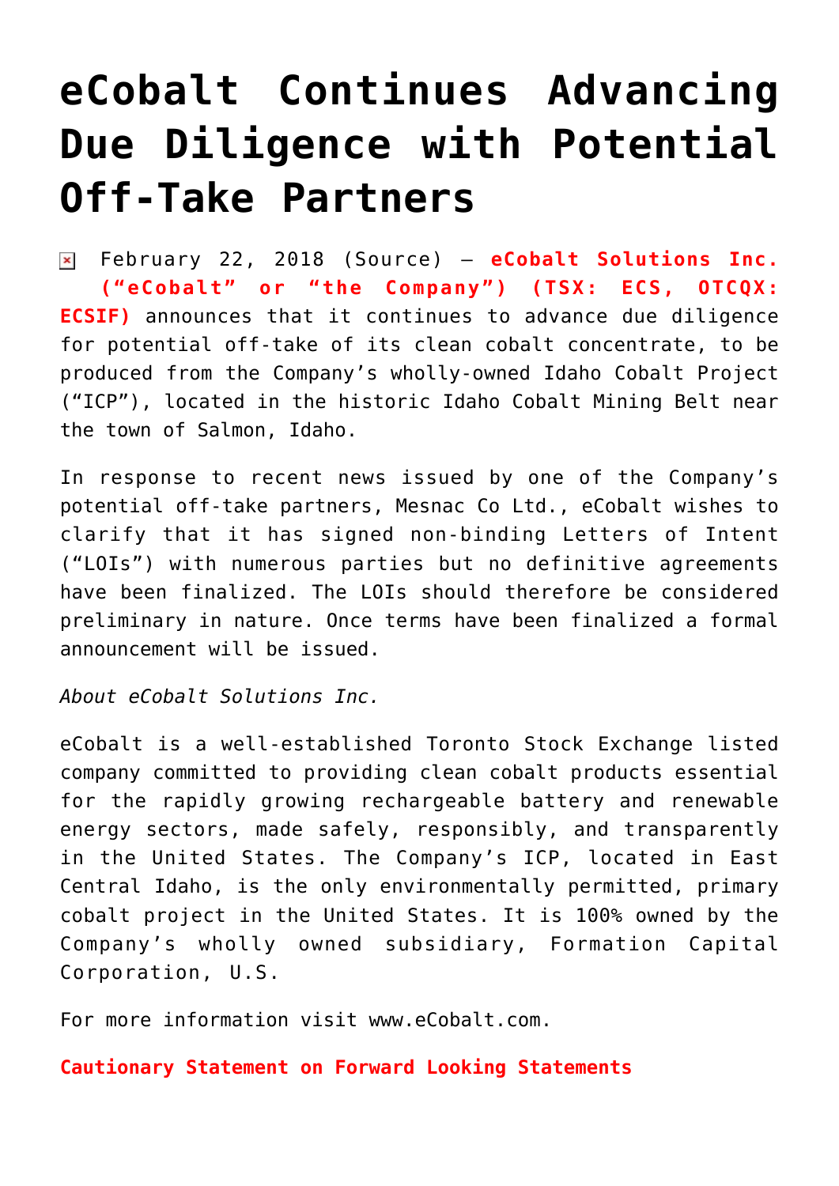# eCobalt Continues Advancing Due Diligence with Potential Off-Take Partners

February 22, 2018 (Source) — **eCobalt Solutions Inc. ("eCobalt" or "the Company") (TSX: ECS, OTCQX: ECSIF)** announces that it continues to advance due diligence for potential off-take of its clean cobalt concentrate, to be produced from the Company's wholly-owned Idaho Cobalt Project ("ICP"), located in the historic Idaho Cobalt Mining Belt near the town of Salmon, Idaho.

In response to recent news issued by one of the Company's potential off-take partners, Mesnac Co Ltd., eCobalt wishes to clarify that it has signed non-binding Letters of Intent ("LOIs") with numerous parties but no definitive agreements have been finalized. The LOIs should therefore be considered preliminary in nature. Once terms have been finalized a formal announcement will be issued.

*About eCobalt Solutions Inc.*

eCobalt is a well-established Toronto Stock Exchange listed company committed to providing clean cobalt products essential for the rapidly growing rechargeable battery and renewable energy sectors, made safely, responsibly, and transparently in the United States. The Company's ICP, located in East Central Idaho, is the only environmentally permitted, primary cobalt project in the United States. It is 100% owned by the Company's wholly owned subsidiary, Formation Capital Corporation, U.S.

For more information visit www.eCobalt.com.

**Cautionary Statement on Forward Looking Statements**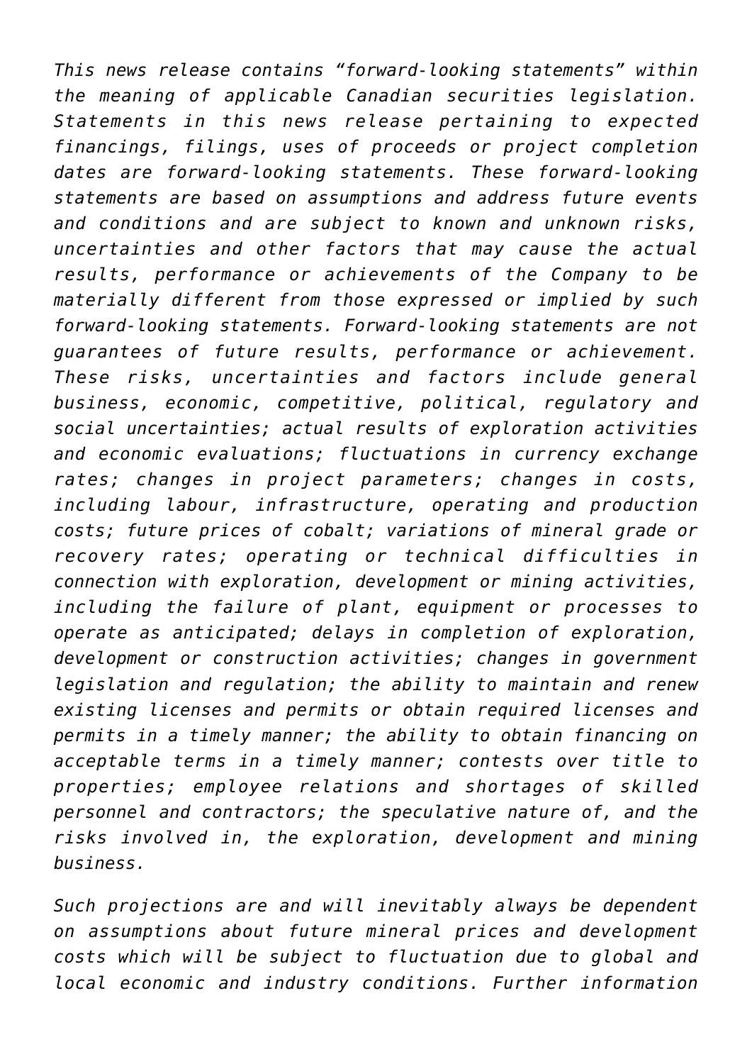*This news release contains "forward-looking statements" within the meaning of applicable Canadian securities legislation. Statements in this news release pertaining to expected financings, filings, uses of proceeds or project completion dates are forward-looking statements. These forward-looking statements are based on assumptions and address future events and conditions and are subject to known and unknown risks, uncertainties and other factors that may cause the actual results, performance or achievements of the Company to be materially different from those expressed or implied by such forward-looking statements. Forward-looking statements are not guarantees of future results, performance or achievement. These risks, uncertainties and factors include general business, economic, competitive, political, regulatory and social uncertainties; actual results of exploration activities and economic evaluations; fluctuations in currency exchange rates; changes in project parameters; changes in costs, including labour, infrastructure, operating and production costs; future prices of cobalt; variations of mineral grade or recovery rates; operating or technical difficulties in connection with exploration, development or mining activities, including the failure of plant, equipment or processes to operate as anticipated; delays in completion of exploration, development or construction activities; changes in government legislation and regulation; the ability to maintain and renew existing licenses and permits or obtain required licenses and permits in a timely manner; the ability to obtain financing on acceptable terms in a timely manner; contests over title to properties; employee relations and shortages of skilled personnel and contractors; the speculative nature of, and the risks involved in, the exploration, development and mining business.*

*Such projections are and will inevitably always be dependent on assumptions about future mineral prices and development costs which will be subject to fluctuation due to global and local economic and industry conditions. Further information*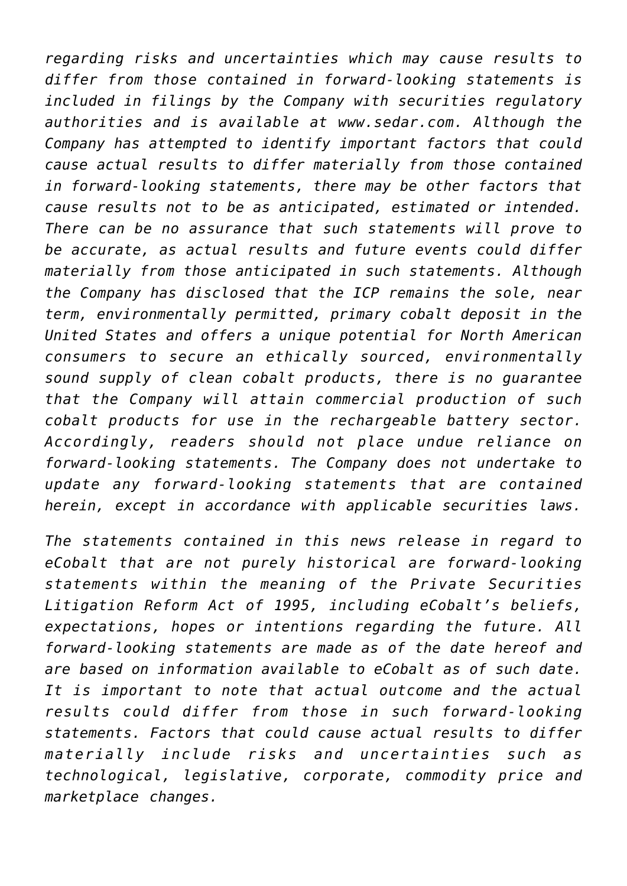*regarding risks and uncertainties which may cause results to differ from those contained in forward-looking statements is included in filings by the Company with securities regulatory authorities and is available at www.sedar.com. Although the Company has attempted to identify important factors that could cause actual results to differ materially from those contained in forward-looking statements, there may be other factors that cause results not to be as anticipated, estimated or intended. There can be no assurance that such statements will prove to be accurate, as actual results and future events could differ materially from those anticipated in such statements. Although the Company has disclosed that the ICP remains the sole, near term, environmentally permitted, primary cobalt deposit in the United States and offers a unique potential for North American consumers to secure an ethically sourced, environmentally sound supply of clean cobalt products, there is no guarantee that the Company will attain commercial production of such cobalt products for use in the rechargeable battery sector. Accordingly, readers should not place undue reliance on forward-looking statements. The Company does not undertake to update any forward-looking statements that are contained herein, except in accordance with applicable securities laws.*

*The statements contained in this news release in regard to eCobalt that are not purely historical are forward-looking statements within the meaning of the Private Securities Litigation Reform Act of 1995, including eCobalt's beliefs, expectations, hopes or intentions regarding the future. All forward-looking statements are made as of the date hereof and are based on information available to eCobalt as of such date. It is important to note that actual outcome and the actual results could differ from those in such forward-looking statements. Factors that could cause actual results to differ materially include risks and uncertainties such as technological, legislative, corporate, commodity price and marketplace changes.*